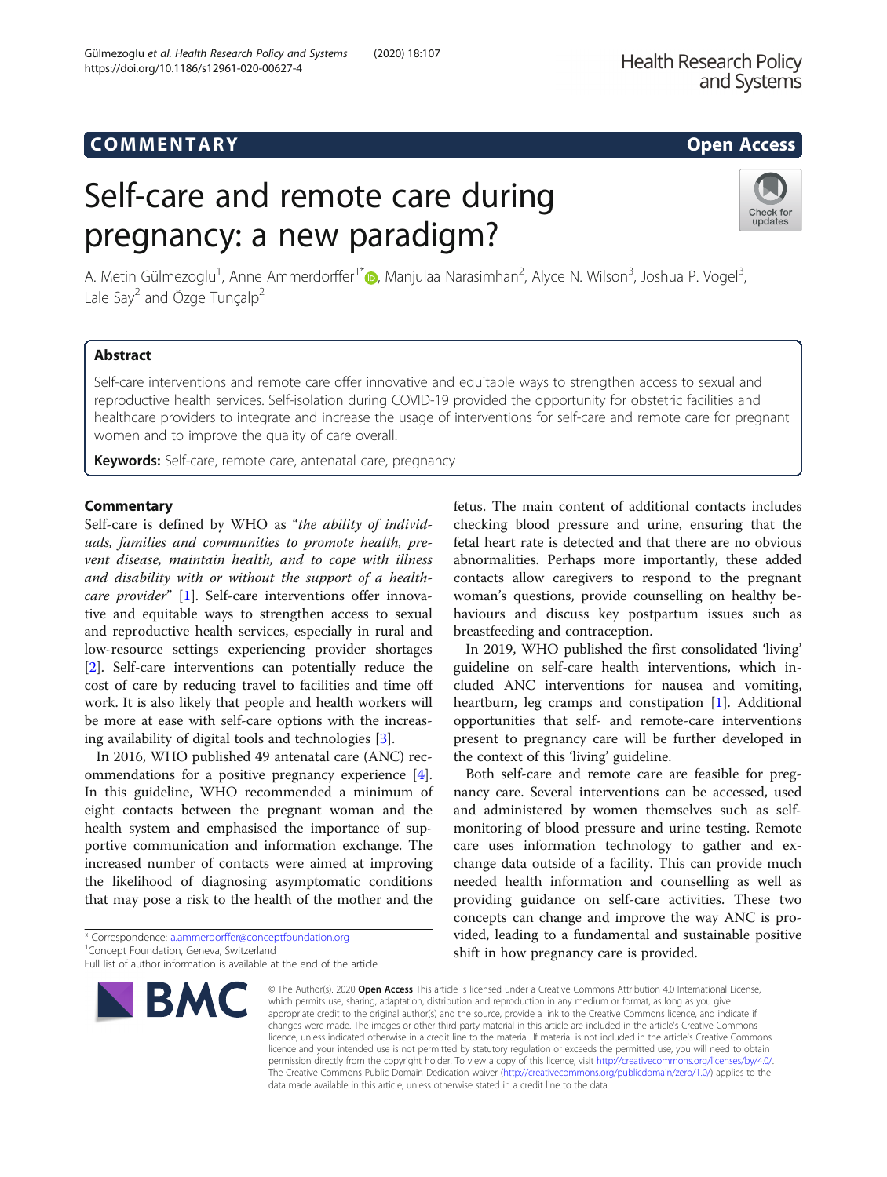COMMENTARY

Open Access

# Self-care and remote care during pregnancy: a new paradigm?

A. Metin Gülmezoglu[1], Anne Ammerdorffer[1*], Manjulaa Narasimhan[2], Alyce N. Wilson[3], Joshua P. Vogel[3], Lale Say[2] and Özge Tunçalp[2]

## Abstract

Self-care interventions and remote care offer innovative and equitable ways to strengthen access to sexual and reproductive health services. Self-isolation during COVID-19 provided the opportunity for obstetric facilities and healthcare providers to integrate and increase the usage of interventions for self-care and remote care for pregnant women and to improve the quality of care overall.

**Keywords:** Self-care, remote care, antenatal care, pregnancy

## Commentary

Self-care is defined by WHO as "*the ability of individuals, families and communities to promote health, prevent disease, maintain health, and to cope with illness and disability with or without the support of a healthcare provider*" [1]. Self-care interventions offer innovative and equitable ways to strengthen access to sexual and reproductive health services, especially in rural and low-resource settings experiencing provider shortages [2]. Self-care interventions can potentially reduce the cost of care by reducing travel to facilities and time off work. It is also likely that people and health workers will be more at ease with self-care options with the increasing availability of digital tools and technologies [3].

In 2016, WHO published 49 antenatal care (ANC) recommendations for a positive pregnancy experience [4]. In this guideline, WHO recommended a minimum of eight contacts between the pregnant woman and the health system and emphasised the importance of supportive communication and information exchange. The increased number of contacts were aimed at improving the likelihood of diagnosing asymptomatic conditions that may pose a risk to the health of the mother and the fetus. The main content of additional contacts includes checking blood pressure and urine, ensuring that the fetal heart rate is detected and that there are no obvious abnormalities. Perhaps more importantly, these added contacts allow caregivers to respond to the pregnant woman's questions, provide counselling on healthy behaviours and discuss key postpartum issues such as breastfeeding and contraception.

In 2019, WHO published the first consolidated 'living' guideline on self-care health interventions, which included ANC interventions for nausea and vomiting, heartburn, leg cramps and constipation [1]. Additional opportunities that self- and remote-care interventions present to pregnancy care will be further developed in the context of this 'living' guideline.

Both self-care and remote care are feasible for pregnancy care. Several interventions can be accessed, used and administered by women themselves such as self-monitoring of blood pressure and urine testing. Remote care uses information technology to gather and exchange data outside of a facility. This can provide much needed health information and counselling as well as providing guidance on self-care activities. These two concepts can change and improve the way ANC is provided, leading to a fundamental and sustainable positive shift in how pregnancy care is provided.

\* Correspondence: a.ammerdorffer@conceptfoundation.org
[1]Concept Foundation, Geneva, Switzerland
Full list of author information is available at the end of the article

© The Author(s). 2020 **Open Access** This article is licensed under a Creative Commons Attribution 4.0 International License, which permits use, sharing, adaptation, distribution and reproduction in any medium or format, as long as you give appropriate credit to the original author(s) and the source, provide a link to the Creative Commons licence, and indicate if changes were made. The images or other third party material in this article are included in the article's Creative Commons licence, unless indicated otherwise in a credit line to the material. If material is not included in the article's Creative Commons licence and your intended use is not permitted by statutory regulation or exceeds the permitted use, you will need to obtain permission directly from the copyright holder. To view a copy of this licence, visit http://creativecommons.org/licenses/by/4.0/. The Creative Commons Public Domain Dedication waiver (http://creativecommons.org/publicdomain/zero/1.0/) applies to the data made available in this article, unless otherwise stated in a credit line to the data.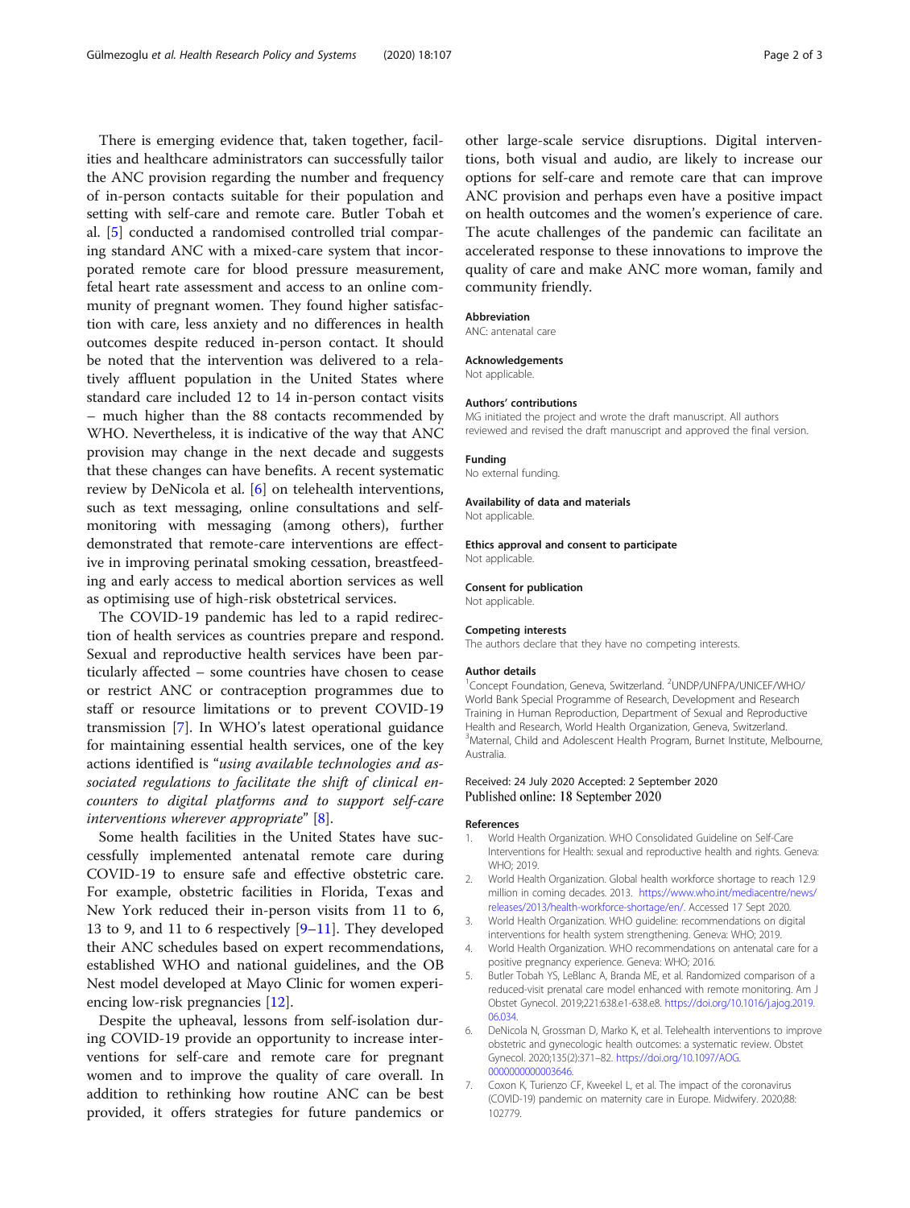There is emerging evidence that, taken together, facilities and healthcare administrators can successfully tailor the ANC provision regarding the number and frequency of in-person contacts suitable for their population and setting with self-care and remote care. Butler Tobah et al. [5] conducted a randomised controlled trial comparing standard ANC with a mixed-care system that incorporated remote care for blood pressure measurement, fetal heart rate assessment and access to an online community of pregnant women. They found higher satisfaction with care, less anxiety and no differences in health outcomes despite reduced in-person contact. It should be noted that the intervention was delivered to a relatively affluent population in the United States where standard care included 12 to 14 in-person contact visits – much higher than the 88 contacts recommended by WHO. Nevertheless, it is indicative of the way that ANC provision may change in the next decade and suggests that these changes can have benefits. A recent systematic review by DeNicola et al. [6] on telehealth interventions, such as text messaging, online consultations and self-monitoring with messaging (among others), further demonstrated that remote-care interventions are effective in improving perinatal smoking cessation, breastfeeding and early access to medical abortion services as well as optimising use of high-risk obstetrical services.

The COVID-19 pandemic has led to a rapid redirection of health services as countries prepare and respond. Sexual and reproductive health services have been particularly affected – some countries have chosen to cease or restrict ANC or contraception programmes due to staff or resource limitations or to prevent COVID-19 transmission [7]. In WHO's latest operational guidance for maintaining essential health services, one of the key actions identified is "*using available technologies and associated regulations to facilitate the shift of clinical encounters to digital platforms and to support self-care interventions wherever appropriate*" [8].

Some health facilities in the United States have successfully implemented antenatal remote care during COVID-19 to ensure safe and effective obstetric care. For example, obstetric facilities in Florida, Texas and New York reduced their in-person visits from 11 to 6, 13 to 9, and 11 to 6 respectively [9–11]. They developed their ANC schedules based on expert recommendations, established WHO and national guidelines, and the OB Nest model developed at Mayo Clinic for women experiencing low-risk pregnancies [12].

Despite the upheaval, lessons from self-isolation during COVID-19 provide an opportunity to increase interventions for self-care and remote care for pregnant women and to improve the quality of care overall. In addition to rethinking how routine ANC can be best provided, it offers strategies for future pandemics or other large-scale service disruptions. Digital interventions, both visual and audio, are likely to increase our options for self-care and remote care that can improve ANC provision and perhaps even have a positive impact on health outcomes and the women's experience of care. The acute challenges of the pandemic can facilitate an accelerated response to these innovations to improve the quality of care and make ANC more woman, family and community friendly.

### Abbreviation

ANC: antenatal care

### Acknowledgements

Not applicable.

### Authors' contributions

MG initiated the project and wrote the draft manuscript. All authors reviewed and revised the draft manuscript and approved the final version.

### Funding

No external funding.

### Availability of data and materials

Not applicable.

### Ethics approval and consent to participate

Not applicable.

### Consent for publication

Not applicable.

### Competing interests

The authors declare that they have no competing interests.

### Author details

[1]Concept Foundation, Geneva, Switzerland. [2]UNDP/UNFPA/UNICEF/WHO/World Bank Special Programme of Research, Development and Research Training in Human Reproduction, Department of Sexual and Reproductive Health and Research, World Health Organization, Geneva, Switzerland. [3]Maternal, Child and Adolescent Health Program, Burnet Institute, Melbourne, Australia.

Received: 24 July 2020 Accepted: 2 September 2020
Published online: 18 September 2020

### References

1. World Health Organization. WHO Consolidated Guideline on Self-Care Interventions for Health: sexual and reproductive health and rights. Geneva: WHO; 2019.
2. World Health Organization. Global health workforce shortage to reach 12.9 million in coming decades. 2013. https://www.who.int/mediacentre/news/releases/2013/health-workforce-shortage/en/. Accessed 17 Sept 2020.
3. World Health Organization. WHO guideline: recommendations on digital interventions for health system strengthening. Geneva: WHO; 2019.
4. World Health Organization. WHO recommendations on antenatal care for a positive pregnancy experience. Geneva: WHO; 2016.
5. Butler Tobah YS, LeBlanc A, Branda ME, et al. Randomized comparison of a reduced-visit prenatal care model enhanced with remote monitoring. Am J Obstet Gynecol. 2019;221:638.e1-638.e8. https://doi.org/10.1016/j.ajog.2019.06.034.
6. DeNicola N, Grossman D, Marko K, et al. Telehealth interventions to improve obstetric and gynecologic health outcomes: a systematic review. Obstet Gynecol. 2020;135(2):371–82. https://doi.org/10.1097/AOG.0000000000003646.
7. Coxon K, Turienzo CF, Kweekel L, et al. The impact of the coronavirus (COVID-19) pandemic on maternity care in Europe. Midwifery. 2020;88:102779.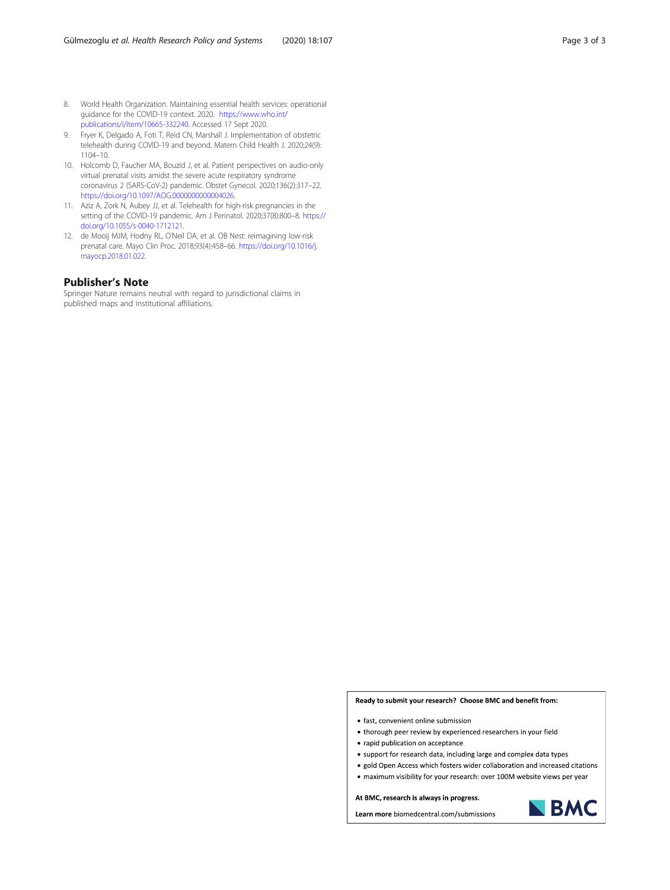8. World Health Organization. Maintaining essential health services: operational guidance for the COVID-19 context. 2020. https://www.who.int/publications/i/item/10665-332240. Accessed 17 Sept 2020.
9. Fryer K, Delgado A, Foti T, Reid CN, Marshall J. Implementation of obstetric telehealth during COVID-19 and beyond. Matern Child Health J. 2020;24(9): 1104–10.
10. Holcomb D, Faucher MA, Bouzid J, et al. Patient perspectives on audio-only virtual prenatal visits amidst the severe acute respiratory syndrome coronavirus 2 (SARS-CoV-2) pandemic. Obstet Gynecol. 2020;136(2):317–22. https://doi.org/10.1097/AOG.0000000000004026.
11. Aziz A, Zork N, Aubey JJ, et al. Telehealth for high-risk pregnancies in the setting of the COVID-19 pandemic. Am J Perinatol. 2020;37(8):800–8. https://doi.org/10.1055/s-0040-1712121.
12. de Mooij MJM, Hodny RL, O'Neil DA, et al. OB Nest: reimagining low-risk prenatal care. Mayo Clin Proc. 2018;93(4):458–66. https://doi.org/10.1016/j.mayocp.2018.01.022.

## Publisher's Note

Springer Nature remains neutral with regard to jurisdictional claims in published maps and institutional affiliations.

**Ready to submit your research? Choose BMC and benefit from:**

- fast, convenient online submission
- thorough peer review by experienced researchers in your field
- rapid publication on acceptance
- support for research data, including large and complex data types
- gold Open Access which fosters wider collaboration and increased citations
- maximum visibility for your research: over 100M website views per year

**At BMC, research is always in progress.**

**Learn more** biomedcentral.com/submissions

BMC